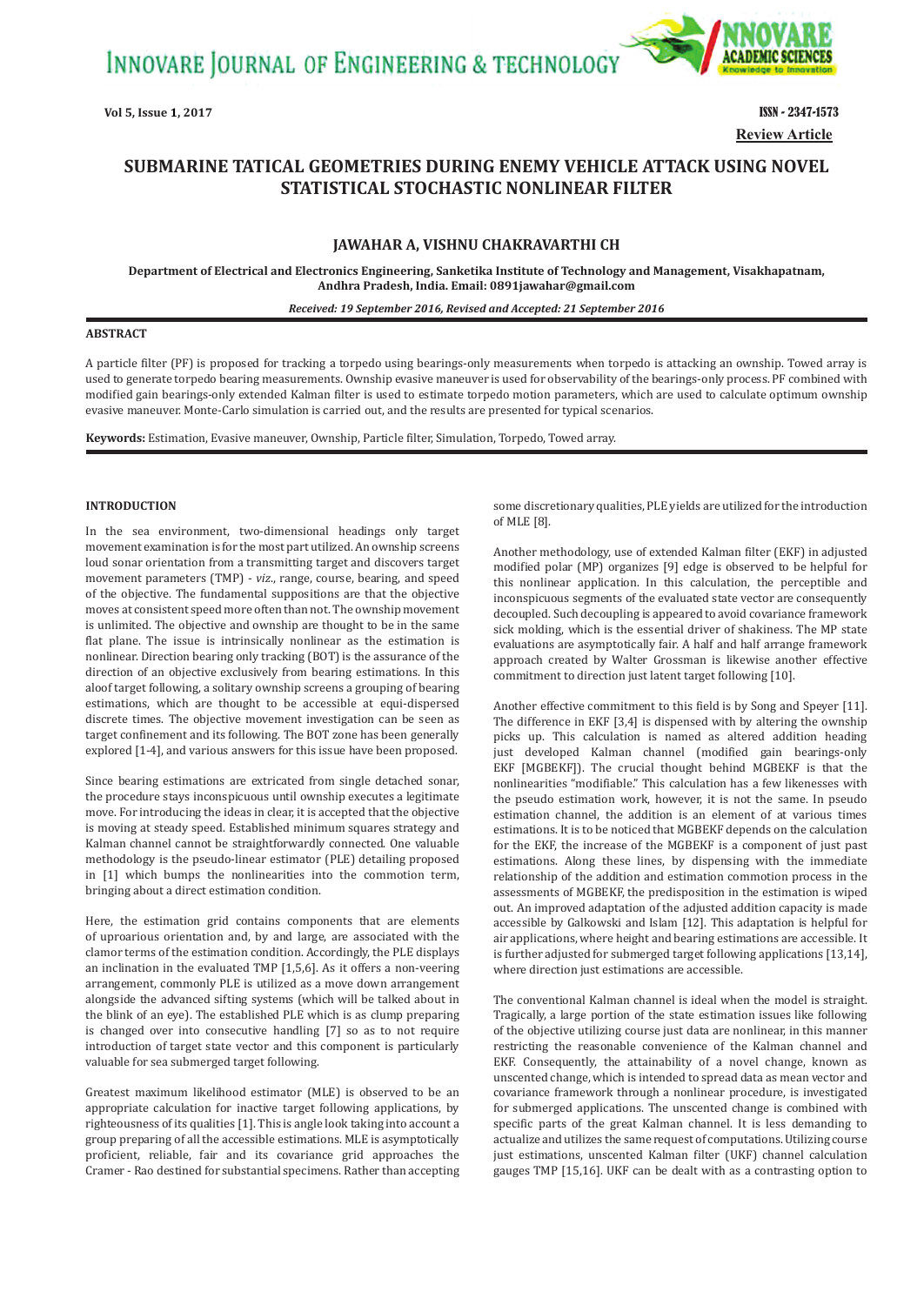Review Article

# SUBMARINE TATICAL GEOMETRIES DURING ENEMY VEHICLE ATTACK USING NOVEL STATISTICAL STOCHASTIC NONLINEAR FILTER

**JAWAHAR A, VISHNU CHAKRAVARTHI CH**

**Department of Electrical and Electronics Engineering, Sanketika Institute of Technology and Management, Visakhapatnam, Andhra Pradesh, India. Email: 0891jawahar@gmail.com**

***Received: 19 September 2016, Revised and Accepted: 21 September 2016***

## ABSTRACT

A particle filter (PF) is proposed for tracking a torpedo using bearings-only measurements when torpedo is attacking an ownship. Towed array is used to generate torpedo bearing measurements. Ownship evasive maneuver is used for observability of the bearings-only process. PF combined with modified gain bearings-only extended Kalman filter is used to estimate torpedo motion parameters, which are used to calculate optimum ownship evasive maneuver. Monte-Carlo simulation is carried out, and the results are presented for typical scenarios.

**Keywords:** Estimation, Evasive maneuver, Ownship, Particle filter, Simulation, Torpedo, Towed array.

## INTRODUCTION

In the sea environment, two-dimensional headings only target movement examination is for the most part utilized. An ownship screens loud sonar orientation from a transmitting target and discovers target movement parameters (TMP) - *viz*., range, course, bearing, and speed of the objective. The fundamental suppositions are that the objective moves at consistent speed more often than not. The ownship movement is unlimited. The objective and ownship are thought to be in the same flat plane. The issue is intrinsically nonlinear as the estimation is nonlinear. Direction bearing only tracking (BOT) is the assurance of the direction of an objective exclusively from bearing estimations. In this aloof target following, a solitary ownship screens a grouping of bearing estimations, which are thought to be accessible at equi-dispersed discrete times. The objective movement investigation can be seen as target confinement and its following. The BOT zone has been generally explored [1-4], and various answers for this issue have been proposed.

Since bearing estimations are extricated from single detached sonar, the procedure stays inconspicuous until ownship executes a legitimate move. For introducing the ideas in clear, it is accepted that the objective is moving at steady speed. Established minimum squares strategy and Kalman channel cannot be straightforwardly connected. One valuable methodology is the pseudo-linear estimator (PLE) detailing proposed in [1] which bumps the nonlinearities into the commotion term, bringing about a direct estimation condition.

Here, the estimation grid contains components that are elements of uproarious orientation and, by and large, are associated with the clamor terms of the estimation condition. Accordingly, the PLE displays an inclination in the evaluated TMP [1,5,6]. As it offers a non-veering arrangement, commonly PLE is utilized as a move down arrangement alongside the advanced sifting systems (which will be talked about in the blink of an eye). The established PLE which is as clump preparing is changed over into consecutive handling [7] so as to not require introduction of target state vector and this component is particularly valuable for sea submerged target following.

Greatest maximum likelihood estimator (MLE) is observed to be an appropriate calculation for inactive target following applications, by righteousness of its qualities [1]. This is angle look taking into account a group preparing of all the accessible estimations. MLE is asymptotically proficient, reliable, fair and its covariance grid approaches the Cramer - Rao destined for substantial specimens. Rather than accepting some discretionary qualities, PLE yields are utilized for the introduction of MLE [8].

Another methodology, use of extended Kalman filter (EKF) in adjusted modified polar (MP) organizes [9] edge is observed to be helpful for this nonlinear application. In this calculation, the perceptible and inconspicuous segments of the evaluated state vector are consequently decoupled. Such decoupling is appeared to avoid covariance framework sick molding, which is the essential driver of shakiness. The MP state evaluations are asymptotically fair. A half and half arrange framework approach created by Walter Grossman is likewise another effective commitment to direction just latent target following [10].

Another effective commitment to this field is by Song and Speyer [11]. The difference in EKF [3,4] is dispensed with by altering the ownship picks up. This calculation is named as altered addition heading just developed Kalman channel (modified gain bearings-only EKF [MGBEKF]). The crucial thought behind MGBEKF is that the nonlinearities "modifiable." This calculation has a few likenesses with the pseudo estimation work, however, it is not the same. In pseudo estimation channel, the addition is an element of at various times estimations. It is to be noticed that MGBEKF depends on the calculation for the EKF, the increase of the MGBEKF is a component of just past estimations. Along these lines, by dispensing with the immediate relationship of the addition and estimation commotion process in the assessments of MGBEKF, the predisposition in the estimation is wiped out. An improved adaptation of the adjusted addition capacity is made accessible by Galkowski and Islam [12]. This adaptation is helpful for air applications, where height and bearing estimations are accessible. It is further adjusted for submerged target following applications [13,14], where direction just estimations are accessible.

The conventional Kalman channel is ideal when the model is straight. Tragically, a large portion of the state estimation issues like following of the objective utilizing course just data are nonlinear, in this manner restricting the reasonable convenience of the Kalman channel and EKF. Consequently, the attainability of a novel change, known as unscented change, which is intended to spread data as mean vector and covariance framework through a nonlinear procedure, is investigated for submerged applications. The unscented change is combined with specific parts of the great Kalman channel. It is less demanding to actualize and utilizes the same request of computations. Utilizing course just estimations, unscented Kalman filter (UKF) channel calculation gauges TMP [15,16]. UKF can be dealt with as a contrasting option to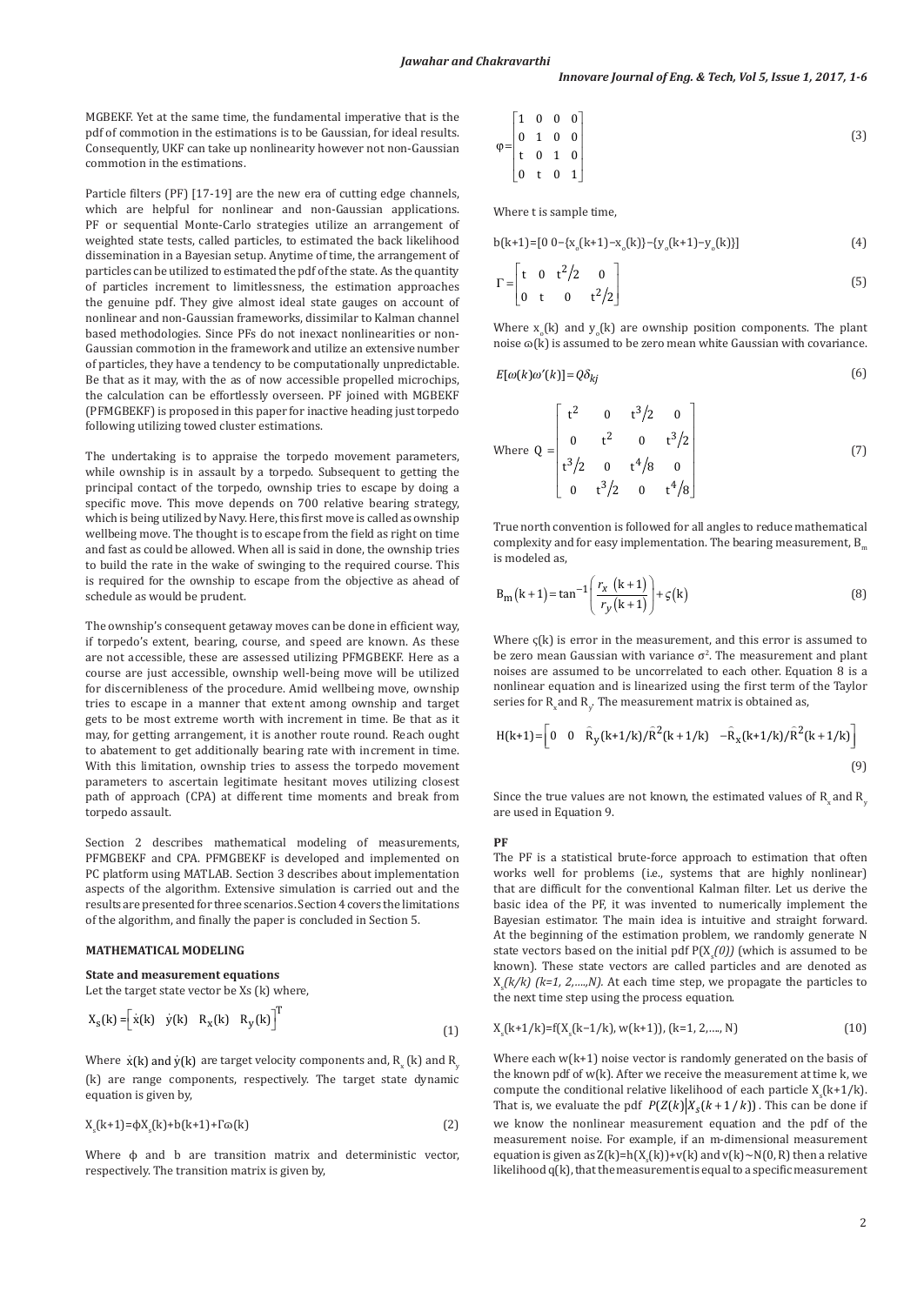MGBEKF. Yet at the same time, the fundamental imperative that is the pdf of commotion in the estimations is to be Gaussian, for ideal results. Consequently, UKF can take up nonlinearity however not non-Gaussian commotion in the estimations.

Particle filters (PF) [17-19] are the new era of cutting edge channels, which are helpful for nonlinear and non-Gaussian applications. PF or sequential Monte-Carlo strategies utilize an arrangement of weighted state tests, called particles, to estimated the back likelihood dissemination in a Bayesian setup. Anytime of time, the arrangement of particles can be utilized to estimated the pdf of the state. As the quantity of particles increment to limitlessness, the estimation approaches the genuine pdf. They give almost ideal state gauges on account of nonlinear and non-Gaussian frameworks, dissimilar to Kalman channel based methodologies. Since PFs do not inexact nonlinearities or non-Gaussian commotion in the framework and utilize an extensive number of particles, they have a tendency to be computationally unpredictable. Be that as it may, with the as of now accessible propelled microchips, the calculation can be effortlessly overseen. PF joined with MGBEKF (PFMGBEKF) is proposed in this paper for inactive heading just torpedo following utilizing towed cluster estimations.

The undertaking is to appraise the torpedo movement parameters, while ownship is in assault by a torpedo. Subsequent to getting the principal contact of the torpedo, ownship tries to escape by doing a specific move. This move depends on 700 relative bearing strategy, which is being utilized by Navy. Here, this first move is called as ownship wellbeing move. The thought is to escape from the field as right on time and fast as could be allowed. When all is said in done, the ownship tries to build the rate in the wake of swinging to the required course. This is required for the ownship to escape from the objective as ahead of schedule as would be prudent.

The ownship's consequent getaway moves can be done in efficient way, if torpedo's extent, bearing, course, and speed are known. As these are not accessible, these are assessed utilizing PFMGBEKF. Here as a course are just accessible, ownship well-being move will be utilized for discernibleness of the procedure. Amid wellbeing move, ownship tries to escape in a manner that extent among ownship and target gets to be most extreme worth with increment in time. Be that as it may, for getting arrangement, it is another route round. Reach ought to abatement to get additionally bearing rate with increment in time. With this limitation, ownship tries to assess the torpedo movement parameters to ascertain legitimate hesitant moves utilizing closest path of approach (CPA) at different time moments and break from torpedo assault.

Section 2 describes mathematical modeling of measurements, PFMGBEKF and CPA. PFMGBEKF is developed and implemented on PC platform using MATLAB. Section 3 describes about implementation aspects of the algorithm. Extensive simulation is carried out and the results are presented for three scenarios. Section 4 covers the limitations of the algorithm, and finally the paper is concluded in Section 5.

## MATHEMATICAL MODELING

### State and measurement equations

Let the target state vector be Xs (k) where,

$$X_s(k) = \begin{bmatrix} \dot{x}(k) & \dot{y}(k) & R_x(k) & R_y(k) \end{bmatrix}^T \tag{1}$$

Where $\dot{x}(k)$ and $\dot{y}(k)$ are target velocity components and, $R_x(k)$ and $R_y(k)$ are range components, respectively. The target state dynamic equation is given by,

$$X_s(k+1)=\phi X_s(k)+b(k+1)+\Gamma\omega(k) \tag{2}$$

Where $\phi$ and b are transition matrix and deterministic vector, respectively. The transition matrix is given by,

$$\varphi=\begin{bmatrix} 1 & 0 & 0 & 0 \\ 0 & 1 & 0 & 0 \\ t & 0 & 1 & 0 \\ 0 & t & 0 & 1 \end{bmatrix} \tag{3}$$

Where t is sample time,

$$b(k+1)=[0\ 0-\{x_o(k+1)-x_o(k)\}-\{y_o(k+1)-y_o(k)\}] \tag{4}$$

$$\Gamma=\begin{bmatrix} t & 0 & t^2/2 & 0 \\ 0 & t & 0 & t^2/2 \end{bmatrix} \tag{5}$$

Where $x_o(k)$ and $y_o(k)$ are ownship position components. The plant noise $\omega(k)$ is assumed to be zero mean white Gaussian with covariance.

$$E[\omega(k)\omega'(k)]=Q\delta_{kj} \tag{6}$$

$$\text{Where } Q=\begin{bmatrix} t^2 & 0 & t^3/2 & 0 \\ 0 & t^2 & 0 & t^3/2 \\ t^3/2 & 0 & t^4/8 & 0 \\ 0 & t^3/2 & 0 & t^4/8 \end{bmatrix} \tag{7}$$

True north convention is followed for all angles to reduce mathematical complexity and for easy implementation. The bearing measurement, $B_m$ is modeled as,

$$B_m(k+1)=\tan^{-1}\left(\frac{r_x\ (k+1)}{r_y(k+1)}\right)+\varsigma(k) \tag{8}$$

Where $\varsigma(k)$ is error in the measurement, and this error is assumed to be zero mean Gaussian with variance $\sigma^2$. The measurement and plant noises are assumed to be uncorrelated to each other. Equation 8 is a nonlinear equation and is linearized using the first term of the Taylor series for $R_x$ and $R_y$. The measurement matrix is obtained as,

$$H(k+1)=\begin{bmatrix} 0 & 0 & \hat{R}_y(k+1/k)/\hat{R}^2(k+1/k) & -\hat{R}_x(k+1/k)/\hat{R}^2(k+1/k) \end{bmatrix} \tag{9}$$

Since the true values are not known, the estimated values of $R_x$ and $R_y$ are used in Equation 9.

### PF

The PF is a statistical brute-force approach to estimation that often works well for problems (i.e., systems that are highly nonlinear) that are difficult for the conventional Kalman filter. Let us derive the basic idea of the PF, it was invented to numerically implement the Bayesian estimator. The main idea is intuitive and straight forward. At the beginning of the estimation problem, we randomly generate N state vectors based on the initial pdf $P(X_s(0))$ (which is assumed to be known). These state vectors are called particles and are denoted as $X_s(k/k)$ $(k=1, 2,....,N)$. At each time step, we propagate the particles to the next time step using the process equation.

$$X_s(k+1/k)=f(X_s(k-1/k), w(k+1)), (k=1, 2,...., N) \tag{10}$$

Where each w(k+1) noise vector is randomly generated on the basis of the known pdf of w(k). After we receive the measurement at time k, we compute the conditional relative likelihood of each particle $X_s(k+1/k)$. That is, we evaluate the pdf $P(Z(k)|X_s(k+1/k))$. This can be done if we know the nonlinear measurement equation and the pdf of the measurement noise. For example, if an m-dimensional measurement equation is given as $Z(k)=h(X_s(k))+v(k)$ and $v(k)\sim N(0, R)$ then a relative likelihood q(k), that the measurement is equal to a specific measurement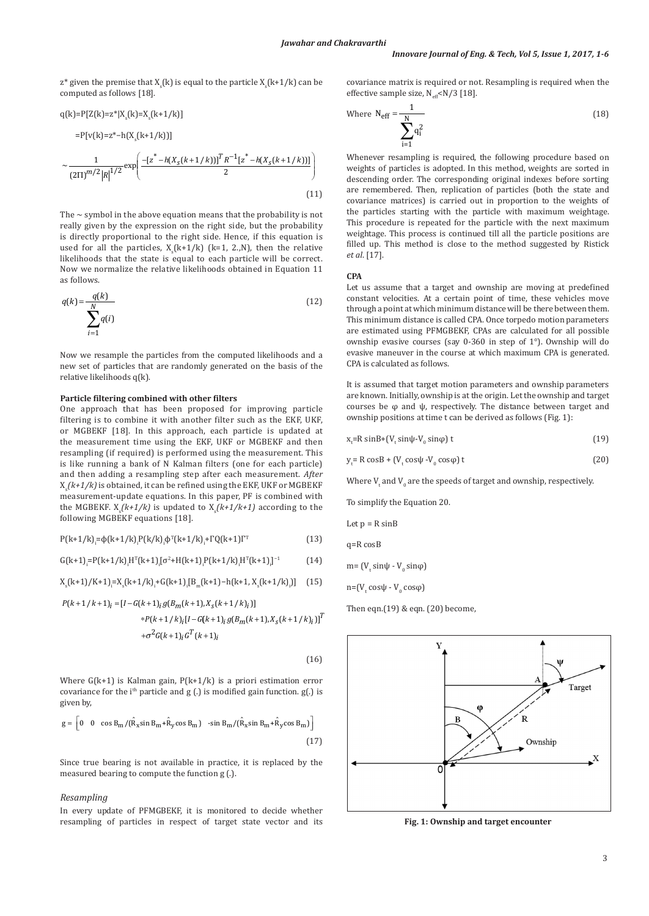z* given the premise that $X_s(k)$ is equal to the particle $X_s(k+1/k)$ can be computed as follows [18].

$$q(k)=P[Z(k)=z^*|X_s(k)=X_s(k+1/k)]$$

$$=P[v(k)=z^*-h(X_s(k+1/k))]$$

$$\sim \frac{1}{(2\Pi)^{m/2}|R|^{1/2}}\exp\left(\frac{-[z^*-h(X_s(k+1/k))]^T R^{-1}[z^*-h(X_s(k+1/k))]}{2}\right) \quad (11)$$

The ~ symbol in the above equation means that the probability is not really given by the expression on the right side, but the probability is directly proportional to the right side. Hence, if this equation is used for all the particles, $X_s(k+1/k)$ (k=1, 2.,N), then the relative likelihoods that the state is equal to each particle will be correct. Now we normalize the relative likelihoods obtained in Equation 11 as follows.

$$q(k)=\frac{q(k)}{\sum_{i=1}^{N} q(i)} \quad (12)$$

Now we resample the particles from the computed likelihoods and a new set of particles that are randomly generated on the basis of the relative likelihoods q(k).

**Particle filtering combined with other filters**

One approach that has been proposed for improving particle filtering is to combine it with another filter such as the EKF, UKF, or MGBEKF [18]. In this approach, each particle is updated at the measurement time using the EKF, UKF or MGBEKF and then resampling (if required) is performed using the measurement. This is like running a bank of N Kalman filters (one for each particle) and then adding a resampling step after each measurement. *After* $X_s(k+1/k)$ is obtained, it can be refined using the EKF, UKF or MGBEKF measurement-update equations. In this paper, PF is combined with the MGBEKF. $X_s(k+1/k)$ is updated to $X_s(k+1/k+1)$ according to the following MGBEKF equations [18].

$$P(k+1/k)_i=\phi(k+1/k)_i P(k/k)_i \phi^T(k+1/k)_i+\Gamma Q(k+1)\Gamma^T \quad (13)$$

$$G(k+1)_i=P(k+1/k)_i H^T(k+1)_i[\sigma^2+H(k+1)_i P(k+1/k)_i H^T(k+1)_i]^{-1} \quad (14)$$

$$X_s(k+1/K+1)_i=X_s(k+1/k)_i+G(k+1)_i[B_m(k+1)-h(k+1, X_s(k+1/k)_i)] \quad (15)$$

$$\begin{aligned}P(k+1/k+1)_i &= [I-G(k+1)_i\, g(B_m(k+1),X_s(k+1/k)_i)]\\ &\quad * P(k+1/k)_i[I-G(k+1)_i\, g(B_m(k+1),X_s(k+1/k)_i)]^T\\ &\quad +\sigma^2 G(k+1)_i G^T(k+1)_i\end{aligned} \quad (16)$$

Where G(k+1) is Kalman gain, P(k+1/k) is a priori estimation error covariance for the $i^{th}$ particle and g (.) is modified gain function. g(.) is given by,

$$g=\left[0 \quad 0 \quad \cos B_m/(\hat{R}_x \sin B_m+\hat{R}_y \cos B_m) \quad -\sin B_m/(\hat{R}_x \sin B_m+\hat{R}_y \cos B_m)\right] \quad (17)$$

Since true bearing is not available in practice, it is replaced by the measured bearing to compute the function g (.).

*Resampling*

In every update of PFMGBEKF, it is monitored to decide whether resampling of particles in respect of target state vector and its covariance matrix is required or not. Resampling is required when the effective sample size, $N_{eff}$<N/3 [18].

$$\text{Where } N_{eff}=\frac{1}{\sum_{i=1}^{N} q_i^2} \quad (18)$$

Whenever resampling is required, the following procedure based on weights of particles is adopted. In this method, weights are sorted in descending order. The corresponding original indexes before sorting are remembered. Then, replication of particles (both the state and covariance matrices) is carried out in proportion to the weights of the particles starting with the particle with maximum weightage. This procedure is repeated for the particle with the next maximum weightage. This process is continued till all the particle positions are filled up. This method is close to the method suggested by Ristick *et al*. [17].

**CPA**

Let us assume that a target and ownship are moving at predefined constant velocities. At a certain point of time, these vehicles move through a point at which minimum distance will be there between them. This minimum distance is called CPA. Once torpedo motion parameters are estimated using PFMGBEKF, CPAs are calculated for all possible ownship evasive courses (say 0-360 in step of 1°). Ownship will do evasive maneuver in the course at which maximum CPA is generated. CPA is calculated as follows.

It is assumed that target motion parameters and ownship parameters are known. Initially, ownship is at the origin. Let the ownship and target courses be φ and ψ, respectively. The distance between target and ownship positions at time t can be derived as follows (Fig. 1):

$$x_t=R \sin B+(V_t \sin\psi-V_0 \sin\varphi)\, t \quad (19)$$

$$y_t= R \cos B + (V_t \cos\psi -V_0 \cos\varphi)\, t \quad (20)$$

Where $V_t$ and $V_0$ are the speeds of target and ownship, respectively.

To simplify the Equation 20.

Let p = R sinB

q=R cosB

m= ($V_t$ sinψ - $V_0$ sinφ)

n=($V_t$ cosψ - $V_0$ cosφ)

Then eqn.(19) & eqn. (20) become,

**Fig. 1: Ownship and target encounter**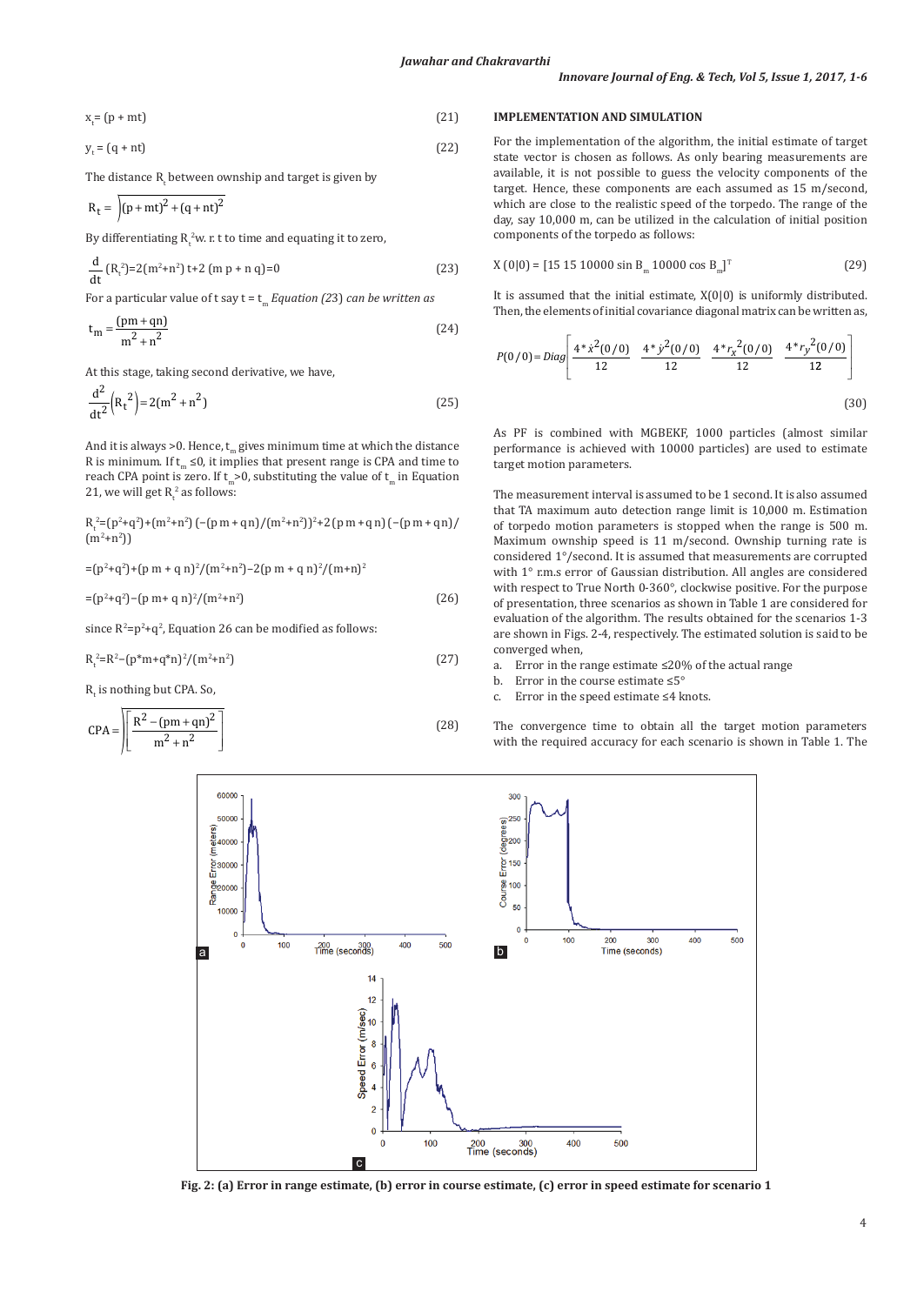$$x_t = (p + mt) \quad (21)$$

$$y_t = (q + nt) \quad (22)$$

The distance $R_t$ between ownship and target is given by

$$R_t = \sqrt{(p + mt)^2 + (q + nt)^2}$$

By differentiating $R_t^2$ w. r. t to time and equating it to zero,

$$\frac{d}{dt}(R_t^2) = 2(m^2+n^2)\,t + 2\,(m\,p + n\,q) = 0 \quad (23)$$

For a particular value of t say t = $t_m$ *Equation (23) can be written as*

$$t_m = \frac{(pm + qn)}{m^2 + n^2} \quad (24)$$

At this stage, taking second derivative, we have,

$$\frac{d^2}{dt^2}\left(R_t^2\right) = 2(m^2 + n^2) \quad (25)$$

And it is always >0. Hence, $t_m$ gives minimum time at which the distance R is minimum. If $t_m \leq 0$, it implies that present range is CPA and time to reach CPA point is zero. If $t_m > 0$, substituting the value of $t_m$ in Equation 21, we will get $R_t^2$ as follows:

$$R_t^2 = (p^2+q^2) + (m^2+n^2)\,(-(p\,m + q\,n)/(m^2+n^2))^2 + 2\,(p\,m + q\,n)\,(-(p\,m + q\,n)/(m^2+n^2))$$

$$= (p^2+q^2) + (p\,m + q\,n)^2/(m^2+n^2) - 2(p\,m + q\,n)^2/(m+n)^2$$

$$= (p^2+q^2) - (p\,m + q\,n)^2/(m^2+n^2) \quad (26)$$

since $R^2 = p^2 + q^2$, Equation 26 can be modified as follows:

$$R_t^2 = R^2 - (p*m + q*n)^2/(m^2+n^2) \quad (27)$$

$R_t$ is nothing but CPA. So,

$$CPA = \sqrt{\left[\frac{R^2 - (pm + qn)^2}{m^2 + n^2}\right]} \quad (28)$$

## IMPLEMENTATION AND SIMULATION

For the implementation of the algorithm, the initial estimate of target state vector is chosen as follows. As only bearing measurements are available, it is not possible to guess the velocity components of the target. Hence, these components are each assumed as 15 m/second, which are close to the realistic speed of the torpedo. The range of the day, say 10,000 m, can be utilized in the calculation of initial position components of the torpedo as follows:

$$X(0|0) = [15\ 15\ 10000 \sin B_m\ 10000 \cos B_m]^T \quad (29)$$

It is assumed that the initial estimate, X(0|0) is uniformly distributed. Then, the elements of initial covariance diagonal matrix can be written as,

$$P(0/0) = Diag\left[\frac{4*\dot{x}^2(0/0)}{12}\ \ \frac{4*\dot{y}^2(0/0)}{12}\ \ \frac{4*r_x^2(0/0)}{12}\ \ \frac{4*r_y^2(0/0)}{12}\right] \quad (30)$$

As PF is combined with MGBEKF, 1000 particles (almost similar performance is achieved with 10000 particles) are used to estimate target motion parameters.

The measurement interval is assumed to be 1 second. It is also assumed that TA maximum auto detection range limit is 10,000 m. Estimation of torpedo motion parameters is stopped when the range is 500 m. Maximum ownship speed is 11 m/second. Ownship turning rate is considered 1°/second. It is assumed that measurements are corrupted with 1° r.m.s error of Gaussian distribution. All angles are considered with respect to True North 0-360°, clockwise positive. For the purpose of presentation, three scenarios as shown in Table 1 are considered for evaluation of the algorithm. The results obtained for the scenarios 1-3 are shown in Figs. 2-4, respectively. The estimated solution is said to be converged when,

a. Error in the range estimate ≤20% of the actual range
b. Error in the course estimate ≤5°
c. Error in the speed estimate ≤4 knots.

The convergence time to obtain all the target motion parameters with the required accuracy for each scenario is shown in Table 1. The

**Fig. 2: (a) Error in range estimate, (b) error in course estimate, (c) error in speed estimate for scenario 1**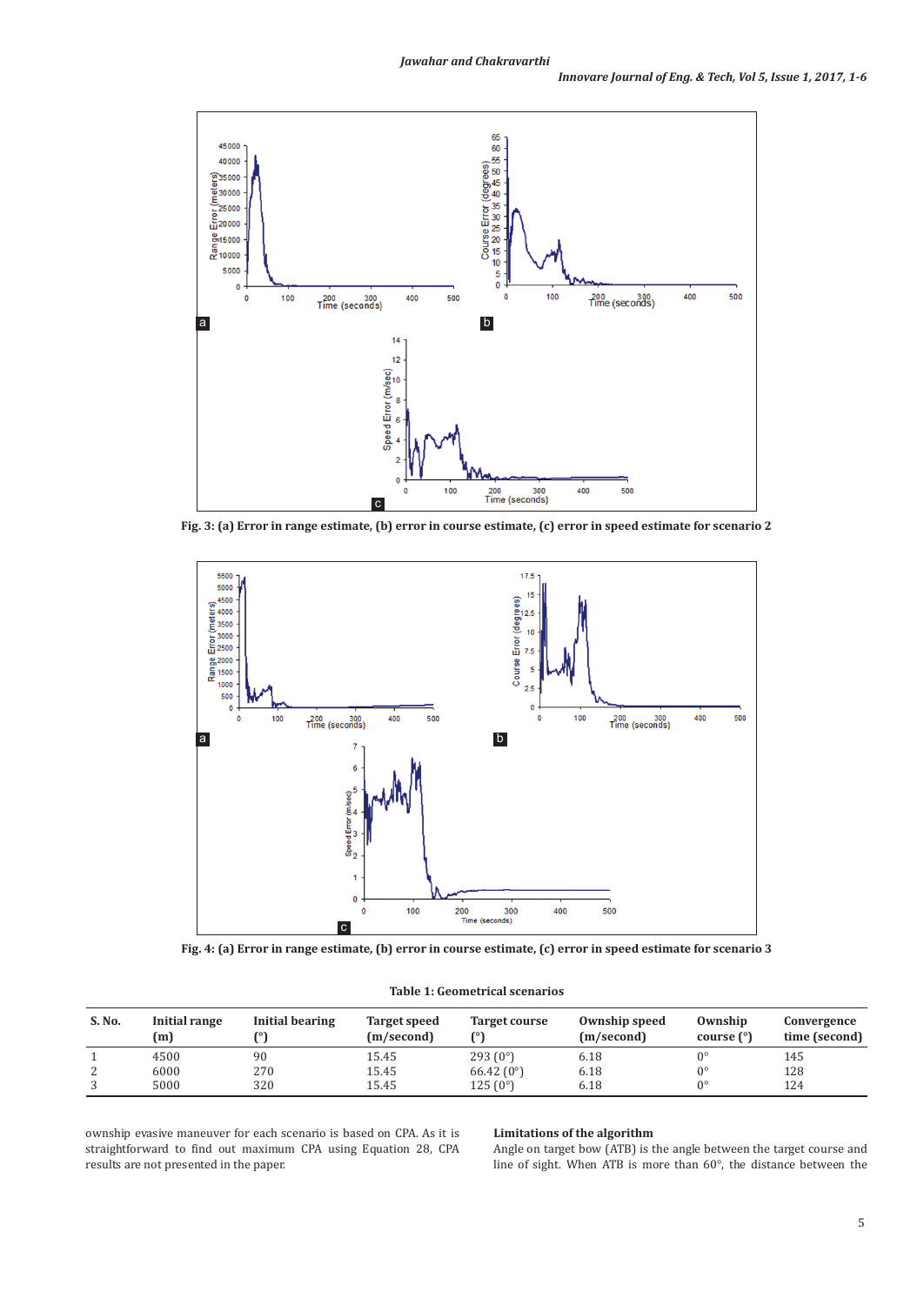Fig. 3: (a) Error in range estimate, (b) error in course estimate, (c) error in speed estimate for scenario 2

Fig. 4: (a) Error in range estimate, (b) error in course estimate, (c) error in speed estimate for scenario 3

**Table 1: Geometrical scenarios**

| S. No. | Initial range (m) | Initial bearing (°) | Target speed (m/second) | Target course (°) | Ownship speed (m/second) | Ownship course (°) | Convergence time (second) |
|---|---|---|---|---|---|---|---|
| 1 | 4500 | 90 | 15.45 | 293 (0°) | 6.18 | 0° | 145 |
| 2 | 6000 | 270 | 15.45 | 66.42 (0°) | 6.18 | 0° | 128 |
| 3 | 5000 | 320 | 15.45 | 125 (0°) | 6.18 | 0° | 124 |

ownship evasive maneuver for each scenario is based on CPA. As it is straightforward to find out maximum CPA using Equation 28, CPA results are not presented in the paper.

### Limitations of the algorithm

Angle on target bow (ATB) is the angle between the target course and line of sight. When ATB is more than 60°, the distance between the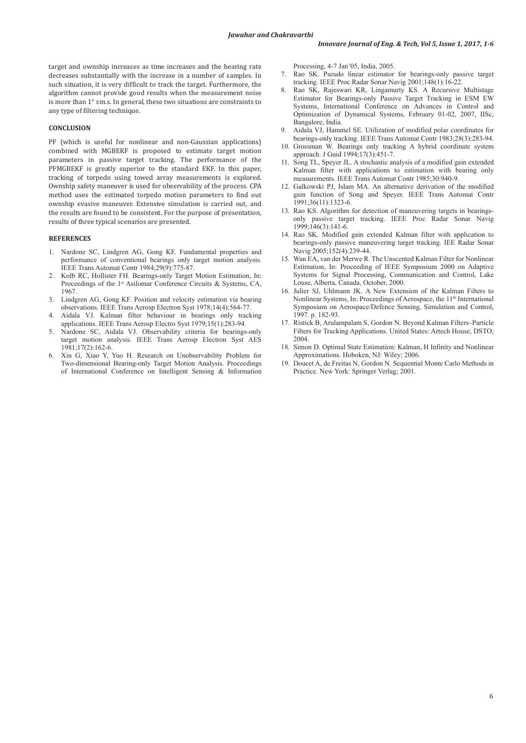target and ownship increases as time increases and the bearing rate decreases substantially with the increase in a number of samples. In such situation, it is very difficult to track the target. Furthermore, the algorithm cannot provide good results when the measurement noise is more than 1° r.m.s. In general, these two situations are constraints to any type of filtering technique.

## CONCLUSION

PF (which is useful for nonlinear and non-Gaussian applications) combined with MGBEKF is proposed to estimate target motion parameters in passive target tracking. The performance of the PFMGBEKF is greatly superior to the standard EKF. In this paper, tracking of torpedo using towed array measurements is explored. Ownship safety maneuver is used for observability of the process. CPA method uses the estimated torpedo motion parameters to find out ownship evasive maneuver. Extensive simulation is carried out, and the results are found to be consistent. For the purpose of presentation, results of three typical scenarios are presented.

## REFERENCES

1. Nardone SC, Lindgren AG, Gong KF. Fundamental properties and performance of conventional bearings only target motion analysis. IEEE Trans Automat Contr 1984;29(9):775-87.
2. Kolb RC, Hollister FH. Bearings-only Target Motion Estimation, In: Proceedings of the 1st Asilomar Conference Circuits & Systems, CA, 1967.
3. Lindgren AG, Gong KF. Position and velocity estimation via bearing observations. IEEE Trans Aerosp Electron Syst 1978;14(4):564-77.
4. Aidala VJ. Kalman filter behaviour in bearings only tracking applications. IEEE Trans Aerosp Electro Syst 1979;15(1):283-94.
5. Nardone SC, Aidala VJ. Observability criteria for bearings-only target motion analysis. IEEE Trans Aerosp Electron Syst AES 1981;17(2):162-6.
6. Xin G, Xiao Y, Yuo H. Research on Unobservability Problem for Two-dimensional Bearing-only Target Motion Analysis. Proceedings of International Conference on Intelligent Sensing & Information Processing, 4-7 Jan'05, India, 2005.
7. Rao SK. Pseudo linear estimator for bearings-only passive target tracking. IEEE Proc Radar Sonar Navig 2001;148(1):16-22.
8. Rao SK, Rajeswari KR, Lingamurty KS. A Recursive Multistage Estimator for Bearings-only Passive Target Tracking in ESM EW Systems, International Conference on Advances in Control and Optimization of Dynamical Systems, February 01-02, 2007, IISc, Bangalore, India.
9. Aidala VJ, Hammel SE. Utilization of modified polar coordinates for bearings-only tracking. IEEE Trans Automat Contr 1983;28(3):283-94.
10. Grossman W. Bearings only tracking A hybrid coordinate system approach. J Guid 1994;17(3):451-7.
11. Song TL, Speyer JL. A stochastic analysis of a modified gain extended Kalman filter with applications to estimation with bearing only measurements. IEEE Trans Automat Contr 1985;30:940-9.
12. Galkowski PJ, Islam MA. An alternative derivation of the modified gain function of Song and Speyer. IEEE Trans Automat Contr 1991;36(11):1323-6.
13. Rao KS. Algorithm for detection of maneuvering targets in bearings-only passive target tracking. IEEE Proc Radar Sonar Navig 1999;146(3):141-6.
14. Rao SK. Modified gain extended Kalman filter with application to bearings-only passive maneuvering target tracking. IEE Radar Sonar Navig 2005;152(4):239-44.
15. Wan EA, van der Merwe R. The Unscented Kalman Filter for Nonlinear Estimation, In: Proceeding of IEEE Symposium 2000 on Adaptive Systems for Signal Processing, Communication and Control, Lake Louse, Alberta, Canada, October, 2000.
16. Julier SJ, Uhlmann JK. A New Extension of the Kalman Filters to Nonlinear Systems, In: Proceedings of Aerospace, the 11th International Symposium on Aerospace/Defence Sensing, Simulation and Control, 1997. p. 182-93.
17. Ristick B, Arulampalam S, Gordon N. Beyond Kalman Filters–Particle Filters for Tracking Applications. United States: Artech House, DSTO; 2004.
18. Simon D. Optimal State Estimation: Kalman, H Infinity and Nonlinear Approximations. Hoboken, NJ: Wiley; 2006.
19. Doucet A, de Freitas N, Gordon N. Sequential Monte Carlo Methods in Practice. New York: Springer Verlag; 2001.